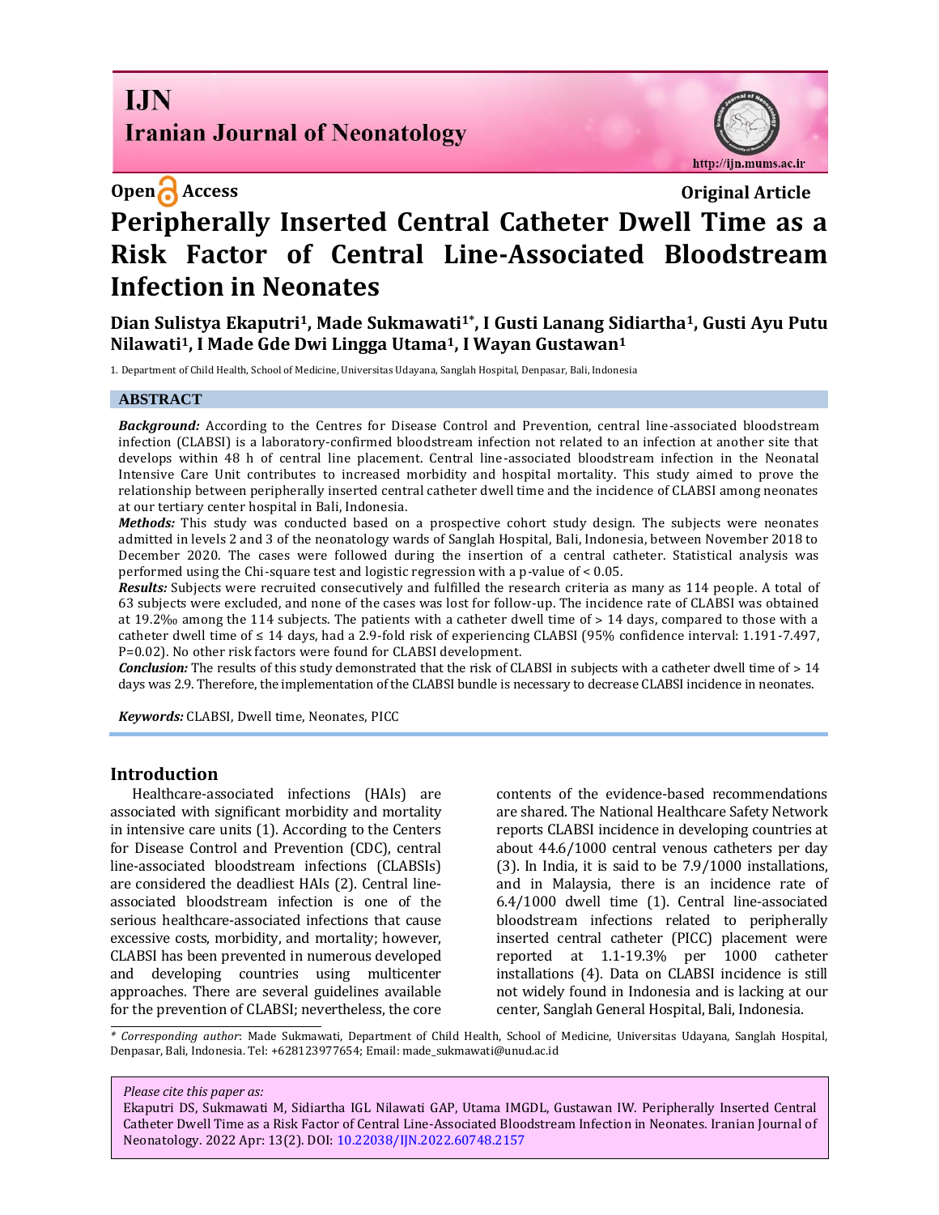Open Access

Original Article

# Peripherally Inserted Central Catheter Dwell Time as a Risk Factor of Central Line-Associated Bloodstream Infection in Neonates

**Dian Sulistya Ekaputri[1], Made Sukmawati[1*], I Gusti Lanang Sidiartha[1], Gusti Ayu Putu Nilawati[1], I Made Gde Dwi Lingga Utama[1], I Wayan Gustawan[1]**

1. Department of Child Health, School of Medicine, Universitas Udayana, Sanglah Hospital, Denpasar, Bali, Indonesia

## ABSTRACT

***Background:*** According to the Centres for Disease Control and Prevention, central line-associated bloodstream infection (CLABSI) is a laboratory-confirmed bloodstream infection not related to an infection at another site that develops within 48 h of central line placement. Central line-associated bloodstream infection in the Neonatal Intensive Care Unit contributes to increased morbidity and hospital mortality. This study aimed to prove the relationship between peripherally inserted central catheter dwell time and the incidence of CLABSI among neonates at our tertiary center hospital in Bali, Indonesia.

***Methods:*** This study was conducted based on a prospective cohort study design. The subjects were neonates admitted in levels 2 and 3 of the neonatology wards of Sanglah Hospital, Bali, Indonesia, between November 2018 to December 2020. The cases were followed during the insertion of a central catheter. Statistical analysis was performed using the Chi-square test and logistic regression with a p-value of < 0.05.

***Results:*** Subjects were recruited consecutively and fulfilled the research criteria as many as 114 people. A total of 63 subjects were excluded, and none of the cases was lost for follow-up. The incidence rate of CLABSI was obtained at 19.2‰ among the 114 subjects. The patients with a catheter dwell time of > 14 days, compared to those with a catheter dwell time of ≤ 14 days, had a 2.9-fold risk of experiencing CLABSI (95% confidence interval: 1.191-7.497, P=0.02). No other risk factors were found for CLABSI development.

***Conclusion:*** The results of this study demonstrated that the risk of CLABSI in subjects with a catheter dwell time of > 14 days was 2.9. Therefore, the implementation of the CLABSI bundle is necessary to decrease CLABSI incidence in neonates.

***Keywords:*** CLABSI, Dwell time, Neonates, PICC

## Introduction

Healthcare-associated infections (HAIs) are associated with significant morbidity and mortality in intensive care units (1). According to the Centers for Disease Control and Prevention (CDC), central line-associated bloodstream infections (CLABSIs) are considered the deadliest HAIs (2). Central line-associated bloodstream infection is one of the serious healthcare-associated infections that cause excessive costs, morbidity, and mortality; however, CLABSI has been prevented in numerous developed and developing countries using multicenter approaches. There are several guidelines available for the prevention of CLABSI; nevertheless, the core contents of the evidence-based recommendations are shared. The National Healthcare Safety Network reports CLABSI incidence in developing countries at about 44.6/1000 central venous catheters per day (3). In India, it is said to be 7.9/1000 installations, and in Malaysia, there is an incidence rate of 6.4/1000 dwell time (1). Central line-associated bloodstream infections related to peripherally inserted central catheter (PICC) placement were reported at 1.1-19.3% per 1000 catheter installations (4). Data on CLABSI incidence is still not widely found in Indonesia and is lacking at our center, Sanglah General Hospital, Bali, Indonesia.

*\* Corresponding author*: Made Sukmawati, Department of Child Health, School of Medicine, Universitas Udayana, Sanglah Hospital, Denpasar, Bali, Indonesia. Tel: +628123977654; Email: made_sukmawati@unud.ac.id

*Please cite this paper as:*
Ekaputri DS, Sukmawati M, Sidiartha IGL Nilawati GAP, Utama IMGDL, Gustawan IW. Peripherally Inserted Central Catheter Dwell Time as a Risk Factor of Central Line-Associated Bloodstream Infection in Neonates. Iranian Journal of Neonatology. 2022 Apr: 13(2). DOI: 10.22038/IJN.2022.60748.2157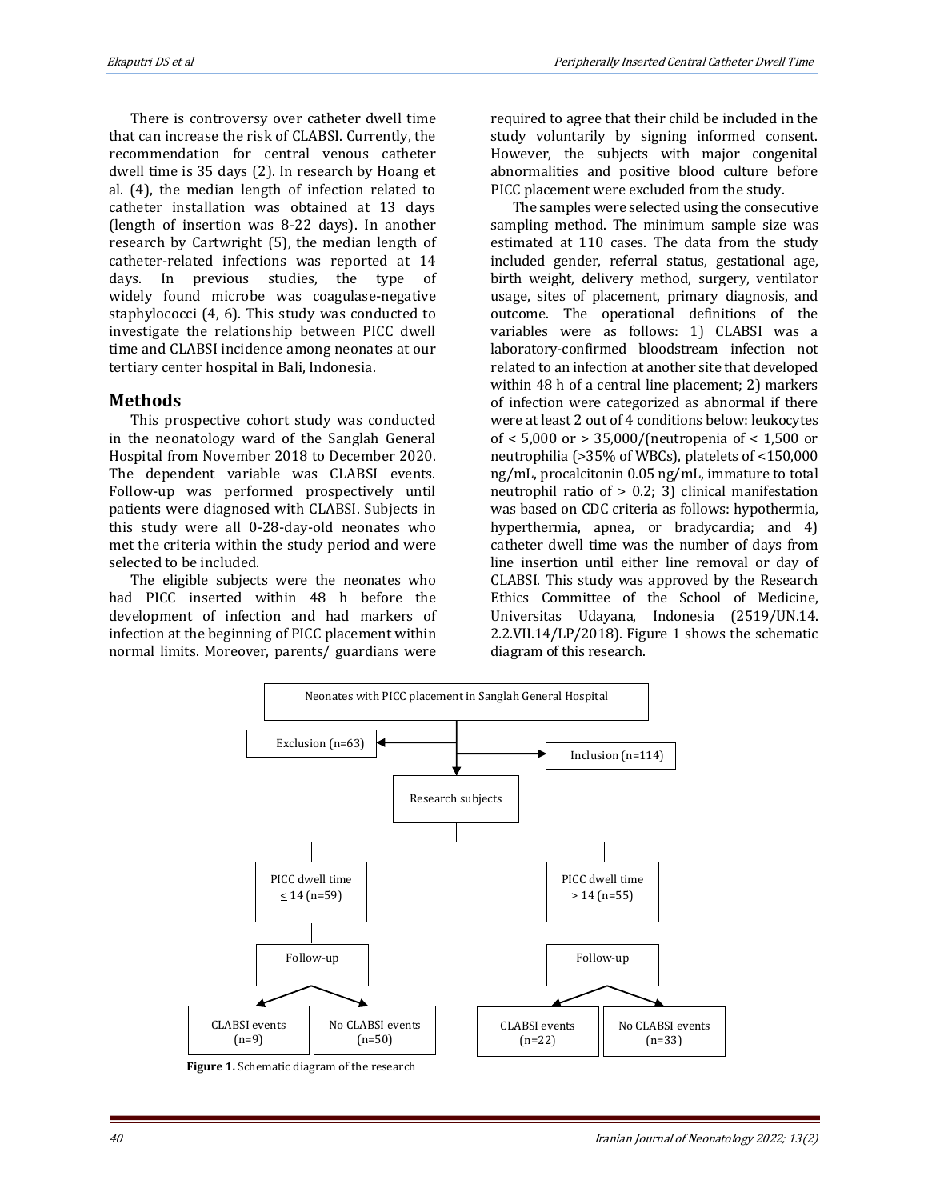There is controversy over catheter dwell time that can increase the risk of CLABSI. Currently, the recommendation for central venous catheter dwell time is 35 days (2). In research by Hoang et al. (4), the median length of infection related to catheter installation was obtained at 13 days (length of insertion was 8-22 days). In another research by Cartwright (5), the median length of catheter-related infections was reported at 14 days. In previous studies, the type of widely found microbe was coagulase-negative staphylococci (4, 6). This study was conducted to investigate the relationship between PICC dwell time and CLABSI incidence among neonates at our tertiary center hospital in Bali, Indonesia.

## Methods

This prospective cohort study was conducted in the neonatology ward of the Sanglah General Hospital from November 2018 to December 2020. The dependent variable was CLABSI events. Follow-up was performed prospectively until patients were diagnosed with CLABSI. Subjects in this study were all 0-28-day-old neonates who met the criteria within the study period and were selected to be included.

The eligible subjects were the neonates who had PICC inserted within 48 h before the development of infection and had markers of infection at the beginning of PICC placement within normal limits. Moreover, parents/ guardians were required to agree that their child be included in the study voluntarily by signing informed consent. However, the subjects with major congenital abnormalities and positive blood culture before PICC placement were excluded from the study.

The samples were selected using the consecutive sampling method. The minimum sample size was estimated at 110 cases. The data from the study included gender, referral status, gestational age, birth weight, delivery method, surgery, ventilator usage, sites of placement, primary diagnosis, and outcome. The operational definitions of the variables were as follows: 1) CLABSI was a laboratory-confirmed bloodstream infection not related to an infection at another site that developed within 48 h of a central line placement; 2) markers of infection were categorized as abnormal if there were at least 2 out of 4 conditions below: leukocytes of < 5,000 or > 35,000/(neutropenia of < 1,500 or neutrophilia (>35% of WBCs), platelets of <150,000 ng/mL, procalcitonin 0.05 ng/mL, immature to total neutrophil ratio of > 0.2; 3) clinical manifestation was based on CDC criteria as follows: hypothermia, hyperthermia, apnea, or bradycardia; and 4) catheter dwell time was the number of days from line insertion until either line removal or day of CLABSI. This study was approved by the Research Ethics Committee of the School of Medicine, Universitas Udayana, Indonesia (2519/UN.14. 2.2.VII.14/LP/2018). Figure 1 shows the schematic diagram of this research.

Neonates with PICC placement in Sanglah General Hospital
- Exclusion (n=63)
- Inclusion (n=114)

Research subjects
- PICC dwell time ≤ 14 (n=59) → Follow-up → CLABSI events (n=9); No CLABSI events (n=50)
- PICC dwell time > 14 (n=55) → Follow-up → CLABSI events (n=22); No CLABSI events (n=33)

**Figure 1.** Schematic diagram of the research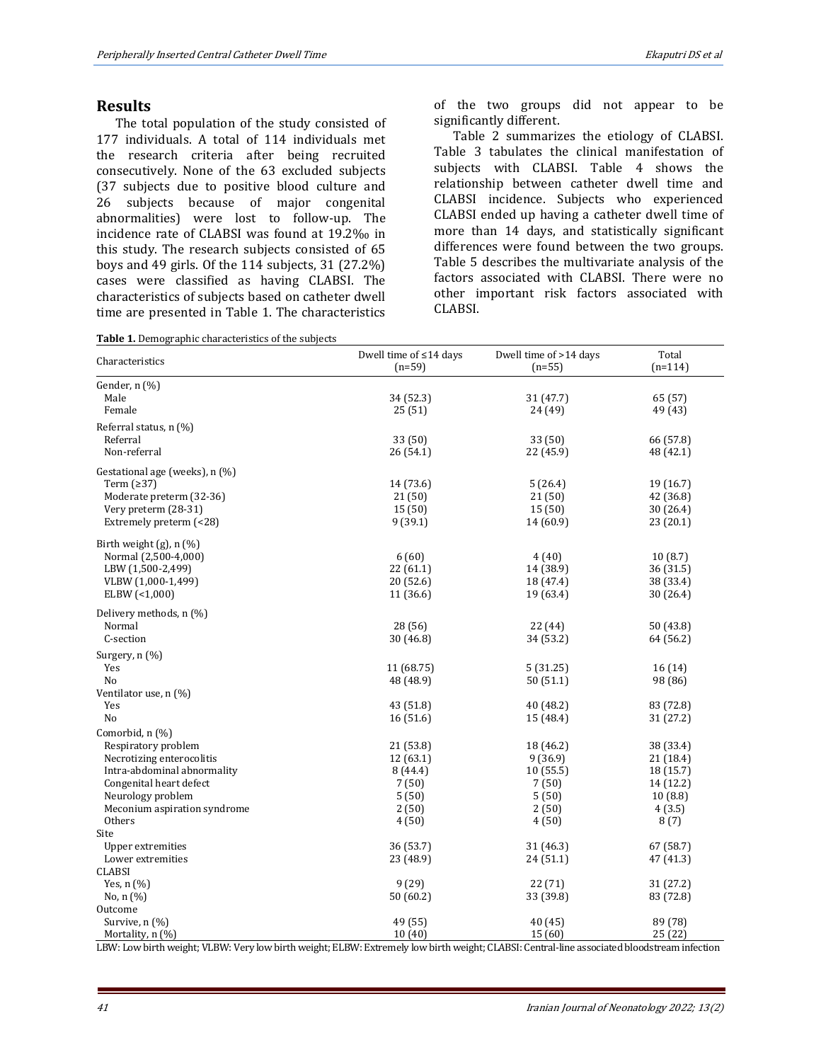## Results

The total population of the study consisted of 177 individuals. A total of 114 individuals met the research criteria after being recruited consecutively. None of the 63 excluded subjects (37 subjects due to positive blood culture and 26 subjects because of major congenital abnormalities) were lost to follow-up. The incidence rate of CLABSI was found at 19.2‰ in this study. The research subjects consisted of 65 boys and 49 girls. Of the 114 subjects, 31 (27.2%) cases were classified as having CLABSI. The characteristics of subjects based on catheter dwell time are presented in Table 1. The characteristics of the two groups did not appear to be significantly different.

Table 2 summarizes the etiology of CLABSI. Table 3 tabulates the clinical manifestation of subjects with CLABSI. Table 4 shows the relationship between catheter dwell time and CLABSI incidence. Subjects who experienced CLABSI ended up having a catheter dwell time of more than 14 days, and statistically significant differences were found between the two groups. Table 5 describes the multivariate analysis of the factors associated with CLABSI. There were no other important risk factors associated with CLABSI.

**Table 1.** Demographic characteristics of the subjects

| Characteristics | Dwell time of ≤14 days (n=59) | Dwell time of >14 days (n=55) | Total (n=114) |
|---|---|---|---|
| Gender, n (%) | | | |
| Male | 34 (52.3) | 31 (47.7) | 65 (57) |
| Female | 25 (51) | 24 (49) | 49 (43) |
| Referral status, n (%) | | | |
| Referral | 33 (50) | 33 (50) | 66 (57.8) |
| Non-referral | 26 (54.1) | 22 (45.9) | 48 (42.1) |
| Gestational age (weeks), n (%) | | | |
| Term (≥37) | 14 (73.6) | 5 (26.4) | 19 (16.7) |
| Moderate preterm (32-36) | 21 (50) | 21 (50) | 42 (36.8) |
| Very preterm (28-31) | 15 (50) | 15 (50) | 30 (26.4) |
| Extremely preterm (<28) | 9 (39.1) | 14 (60.9) | 23 (20.1) |
| Birth weight (g), n (%) | | | |
| Normal (2,500-4,000) | 6 (60) | 4 (40) | 10 (8.7) |
| LBW (1,500-2,499) | 22 (61.1) | 14 (38.9) | 36 (31.5) |
| VLBW (1,000-1,499) | 20 (52.6) | 18 (47.4) | 38 (33.4) |
| ELBW (<1,000) | 11 (36.6) | 19 (63.4) | 30 (26.4) |
| Delivery methods, n (%) | | | |
| Normal | 28 (56) | 22 (44) | 50 (43.8) |
| C-section | 30 (46.8) | 34 (53.2) | 64 (56.2) |
| Surgery, n (%) | | | |
| Yes | 11 (68.75) | 5 (31.25) | 16 (14) |
| No | 48 (48.9) | 50 (51.1) | 98 (86) |
| Ventilator use, n (%) | | | |
| Yes | 43 (51.8) | 40 (48.2) | 83 (72.8) |
| No | 16 (51.6) | 15 (48.4) | 31 (27.2) |
| Comorbid, n (%) | | | |
| Respiratory problem | 21 (53.8) | 18 (46.2) | 38 (33.4) |
| Necrotizing enterocolitis | 12 (63.1) | 9 (36.9) | 21 (18.4) |
| Intra-abdominal abnormality | 8 (44.4) | 10 (55.5) | 18 (15.7) |
| Congenital heart defect | 7 (50) | 7 (50) | 14 (12.2) |
| Neurology problem | 5 (50) | 5 (50) | 10 (8.8) |
| Meconium aspiration syndrome | 2 (50) | 2 (50) | 4 (3.5) |
| Others | 4 (50) | 4 (50) | 8 (7) |
| Site | | | |
| Upper extremities | 36 (53.7) | 31 (46.3) | 67 (58.7) |
| Lower extremities | 23 (48.9) | 24 (51.1) | 47 (41.3) |
| CLABSI | | | |
| Yes, n (%) | 9 (29) | 22 (71) | 31 (27.2) |
| No, n (%) | 50 (60.2) | 33 (39.8) | 83 (72.8) |
| Outcome | | | |
| Survive, n (%) | 49 (55) | 40 (45) | 89 (78) |
| Mortality, n (%) | 10 (40) | 15 (60) | 25 (22) |

LBW: Low birth weight; VLBW: Very low birth weight; ELBW: Extremely low birth weight; CLABSI: Central-line associated bloodstream infection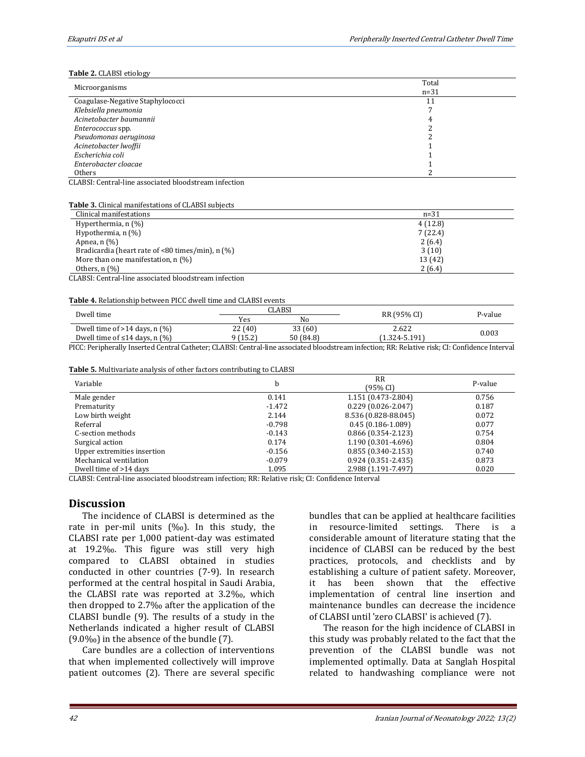**Table 2.** CLABSI etiology

| Microorganisms | Total n=31 |
|---|---|
| Coagulase-Negative Staphylococci | 11 |
| *Klebsiella pneumonia* | 7 |
| *Acinetobacter baumannii* | 4 |
| *Enterococcus* spp. | 2 |
| *Pseudomonas aeruginosa* | 2 |
| *Acinetobacter lwoffii* | 1 |
| *Escherichia coli* | 1 |
| *Enterobacter cloacae* | 1 |
| Others | 2 |

CLABSI: Central-line associated bloodstream infection

**Table 3.** Clinical manifestations of CLABSI subjects

| Clinical manifestations | n=31 |
|---|---|
| Hyperthermia, n (%) | 4 (12.8) |
| Hypothermia, n (%) | 7 (22.4) |
| Apnea, n (%) | 2 (6.4) |
| Bradicardia (heart rate of <80 times/min), n (%) | 3 (10) |
| More than one manifestation, n (%) | 13 (42) |
| Others, n (%) | 2 (6.4) |

CLABSI: Central-line associated bloodstream infection

**Table 4.** Relationship between PICC dwell time and CLABSI events

| Dwell time | CLABSI | | RR (95% CI) | P-value |
|---|---|---|---|---|
| | Yes | No | | |
| Dwell time of >14 days, n (%) | 22 (40) | 33 (60) | 2.622 | 0.003 |
| Dwell time of ≤14 days, n (%) | 9 (15.2) | 50 (84.8) | (1.324-5.191) | |

PICC: Peripherally Inserted Central Catheter; CLABSI: Central-line associated bloodstream infection; RR: Relative risk; CI: Confidence Interval

**Table 5.** Multivariate analysis of other factors contributing to CLABSI

| Variable | b | RR (95% CI) | P-value |
|---|---|---|---|
| Male gender | 0.141 | 1.151 (0.473-2.804) | 0.756 |
| Prematurity | -1.472 | 0.229 (0.026-2.047) | 0.187 |
| Low birth weight | 2.144 | 8.536 (0.828-88.045) | 0.072 |
| Referral | -0.798 | 0.45 (0.186-1.089) | 0.077 |
| C-section methods | -0.143 | 0.866 (0.354-2.123) | 0.754 |
| Surgical action | 0.174 | 1.190 (0.301-4.696) | 0.804 |
| Upper extremities insertion | -0.156 | 0.855 (0.340-2.153) | 0.740 |
| Mechanical ventilation | -0.079 | 0.924 (0.351-2.435) | 0.873 |
| Dwell time of >14 days | 1.095 | 2.988 (1.191-7.497) | 0.020 |

CLABSI: Central-line associated bloodstream infection; RR: Relative risk; CI: Confidence Interval

## Discussion

The incidence of CLABSI is determined as the rate in per-mil units (‰). In this study, the CLABSI rate per 1,000 patient-day was estimated at 19.2‰. This figure was still very high compared to CLABSI obtained in studies conducted in other countries (7-9). In research performed at the central hospital in Saudi Arabia, the CLABSI rate was reported at 3.2‰, which then dropped to 2.7‰ after the application of the CLABSI bundle (9). The results of a study in the Netherlands indicated a higher result of CLABSI (9.0‰) in the absence of the bundle (7).

Care bundles are a collection of interventions that when implemented collectively will improve patient outcomes (2). There are several specific bundles that can be applied at healthcare facilities in resource-limited settings. There is a considerable amount of literature stating that the incidence of CLABSI can be reduced by the best practices, protocols, and checklists and by establishing a culture of patient safety. Moreover, it has been shown that the effective implementation of central line insertion and maintenance bundles can decrease the incidence of CLABSI until 'zero CLABSI' is achieved (7).

The reason for the high incidence of CLABSI in this study was probably related to the fact that the prevention of the CLABSI bundle was not implemented optimally. Data at Sanglah Hospital related to handwashing compliance were not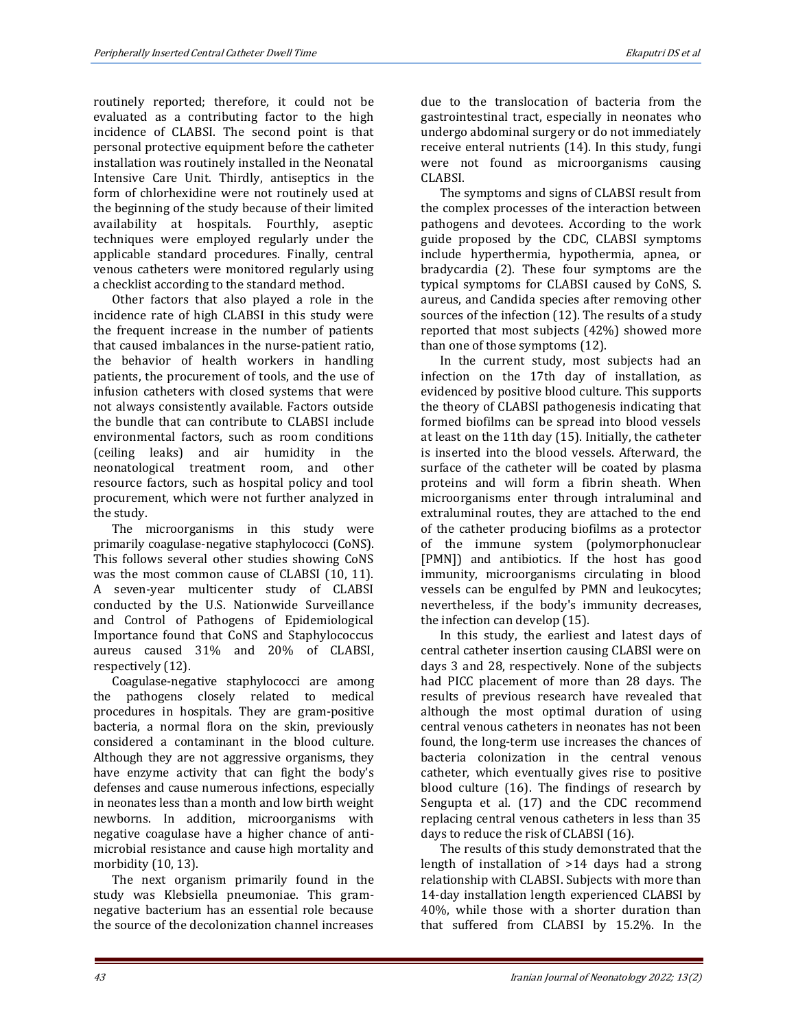routinely reported; therefore, it could not be evaluated as a contributing factor to the high incidence of CLABSI. The second point is that personal protective equipment before the catheter installation was routinely installed in the Neonatal Intensive Care Unit. Thirdly, antiseptics in the form of chlorhexidine were not routinely used at the beginning of the study because of their limited availability at hospitals. Fourthly, aseptic techniques were employed regularly under the applicable standard procedures. Finally, central venous catheters were monitored regularly using a checklist according to the standard method.

Other factors that also played a role in the incidence rate of high CLABSI in this study were the frequent increase in the number of patients that caused imbalances in the nurse-patient ratio, the behavior of health workers in handling patients, the procurement of tools, and the use of infusion catheters with closed systems that were not always consistently available. Factors outside the bundle that can contribute to CLABSI include environmental factors, such as room conditions (ceiling leaks) and air humidity in the neonatological treatment room, and other resource factors, such as hospital policy and tool procurement, which were not further analyzed in the study.

The microorganisms in this study were primarily coagulase-negative staphylococci (CoNS). This follows several other studies showing CoNS was the most common cause of CLABSI (10, 11). A seven-year multicenter study of CLABSI conducted by the U.S. Nationwide Surveillance and Control of Pathogens of Epidemiological Importance found that CoNS and Staphylococcus aureus caused 31% and 20% of CLABSI, respectively (12).

Coagulase-negative staphylococci are among the pathogens closely related to medical procedures in hospitals. They are gram-positive bacteria, a normal flora on the skin, previously considered a contaminant in the blood culture. Although they are not aggressive organisms, they have enzyme activity that can fight the body's defenses and cause numerous infections, especially in neonates less than a month and low birth weight newborns. In addition, microorganisms with negative coagulase have a higher chance of anti-microbial resistance and cause high mortality and morbidity (10, 13).

The next organism primarily found in the study was Klebsiella pneumoniae. This gram-negative bacterium has an essential role because the source of the decolonization channel increases due to the translocation of bacteria from the gastrointestinal tract, especially in neonates who undergo abdominal surgery or do not immediately receive enteral nutrients (14). In this study, fungi were not found as microorganisms causing CLABSI.

The symptoms and signs of CLABSI result from the complex processes of the interaction between pathogens and devotees. According to the work guide proposed by the CDC, CLABSI symptoms include hyperthermia, hypothermia, apnea, or bradycardia (2). These four symptoms are the typical symptoms for CLABSI caused by CoNS, S. aureus, and Candida species after removing other sources of the infection (12). The results of a study reported that most subjects (42%) showed more than one of those symptoms (12).

In the current study, most subjects had an infection on the 17th day of installation, as evidenced by positive blood culture. This supports the theory of CLABSI pathogenesis indicating that formed biofilms can be spread into blood vessels at least on the 11th day (15). Initially, the catheter is inserted into the blood vessels. Afterward, the surface of the catheter will be coated by plasma proteins and will form a fibrin sheath. When microorganisms enter through intraluminal and extraluminal routes, they are attached to the end of the catheter producing biofilms as a protector of the immune system (polymorphonuclear [PMN]) and antibiotics. If the host has good immunity, microorganisms circulating in blood vessels can be engulfed by PMN and leukocytes; nevertheless, if the body's immunity decreases, the infection can develop (15).

In this study, the earliest and latest days of central catheter insertion causing CLABSI were on days 3 and 28, respectively. None of the subjects had PICC placement of more than 28 days. The results of previous research have revealed that although the most optimal duration of using central venous catheters in neonates has not been found, the long-term use increases the chances of bacteria colonization in the central venous catheter, which eventually gives rise to positive blood culture (16). The findings of research by Sengupta et al. (17) and the CDC recommend replacing central venous catheters in less than 35 days to reduce the risk of CLABSI (16).

The results of this study demonstrated that the length of installation of >14 days had a strong relationship with CLABSI. Subjects with more than 14-day installation length experienced CLABSI by 40%, while those with a shorter duration than that suffered from CLABSI by 15.2%. In the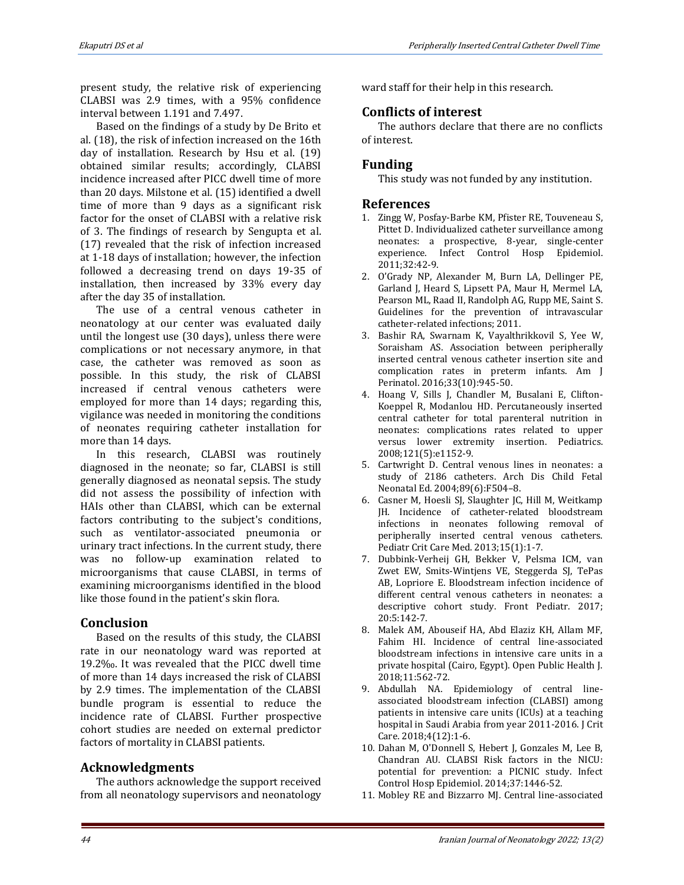present study, the relative risk of experiencing CLABSI was 2.9 times, with a 95% confidence interval between 1.191 and 7.497.

Based on the findings of a study by De Brito et al. (18), the risk of infection increased on the 16th day of installation. Research by Hsu et al. (19) obtained similar results; accordingly, CLABSI incidence increased after PICC dwell time of more than 20 days. Milstone et al. (15) identified a dwell time of more than 9 days as a significant risk factor for the onset of CLABSI with a relative risk of 3. The findings of research by Sengupta et al. (17) revealed that the risk of infection increased at 1-18 days of installation; however, the infection followed a decreasing trend on days 19-35 of installation, then increased by 33% every day after the day 35 of installation.

The use of a central venous catheter in neonatology at our center was evaluated daily until the longest use (30 days), unless there were complications or not necessary anymore, in that case, the catheter was removed as soon as possible. In this study, the risk of CLABSI increased if central venous catheters were employed for more than 14 days; regarding this, vigilance was needed in monitoring the conditions of neonates requiring catheter installation for more than 14 days.

In this research, CLABSI was routinely diagnosed in the neonate; so far, CLABSI is still generally diagnosed as neonatal sepsis. The study did not assess the possibility of infection with HAIs other than CLABSI, which can be external factors contributing to the subject's conditions, such as ventilator-associated pneumonia or urinary tract infections. In the current study, there was no follow-up examination related to microorganisms that cause CLABSI, in terms of examining microorganisms identified in the blood like those found in the patient's skin flora.

## Conclusion

Based on the results of this study, the CLABSI rate in our neonatology ward was reported at 19.2‰. It was revealed that the PICC dwell time of more than 14 days increased the risk of CLABSI by 2.9 times. The implementation of the CLABSI bundle program is essential to reduce the incidence rate of CLABSI. Further prospective cohort studies are needed on external predictor factors of mortality in CLABSI patients.

## Acknowledgments

The authors acknowledge the support received from all neonatology supervisors and neonatology ward staff for their help in this research.

## Conflicts of interest

The authors declare that there are no conflicts of interest.

## Funding

This study was not funded by any institution.

## References

1. Zingg W, Posfay-Barbe KM, Pfister RE, Touveneau S, Pittet D. Individualized catheter surveillance among neonates: a prospective, 8-year, single-center experience. Infect Control Hosp Epidemiol. 2011;32:42-9.
2. O'Grady NP, Alexander M, Burn LA, Dellinger PE, Garland J, Heard S, Lipsett PA, Maur H, Mermel LA, Pearson ML, Raad II, Randolph AG, Rupp ME, Saint S. Guidelines for the prevention of intravascular catheter-related infections; 2011.
3. Bashir RA, Swarnam K, Vayalthrikkovil S, Yee W, Soraisham AS. Association between peripherally inserted central venous catheter insertion site and complication rates in preterm infants. Am J Perinatol. 2016;33(10):945-50.
4. Hoang V, Sills J, Chandler M, Busalani E, Clifton-Koeppel R, Modanlou HD. Percutaneously inserted central catheter for total parenteral nutrition in neonates: complications rates related to upper versus lower extremity insertion. Pediatrics. 2008;121(5):e1152-9.
5. Cartwright D. Central venous lines in neonates: a study of 2186 catheters. Arch Dis Child Fetal Neonatal Ed. 2004;89(6):F504–8.
6. Casner M, Hoesli SJ, Slaughter JC, Hill M, Weitkamp JH. Incidence of catheter-related bloodstream infections in neonates following removal of peripherally inserted central venous catheters. Pediatr Crit Care Med. 2013;15(1):1-7.
7. Dubbink-Verheij GH, Bekker V, Pelsma ICM, van Zwet EW, Smits-Wintjens VE, Steggerda SJ, TePas AB, Lopriore E. Bloodstream infection incidence of different central venous catheters in neonates: a descriptive cohort study. Front Pediatr. 2017; 20:5:142-7.
8. Malek AM, Abouseif HA, Abd Elaziz KH, Allam MF, Fahim HI. Incidence of central line-associated bloodstream infections in intensive care units in a private hospital (Cairo, Egypt). Open Public Health J. 2018;11:562-72.
9. Abdullah NA. Epidemiology of central line-associated bloodstream infection (CLABSI) among patients in intensive care units (ICUs) at a teaching hospital in Saudi Arabia from year 2011-2016. J Crit Care. 2018;4(12):1-6.
10. Dahan M, O'Donnell S, Hebert J, Gonzales M, Lee B, Chandran AU. CLABSI Risk factors in the NICU: potential for prevention: a PICNIC study. Infect Control Hosp Epidemiol. 2014;37:1446-52.
11. Mobley RE and Bizzarro MJ. Central line-associated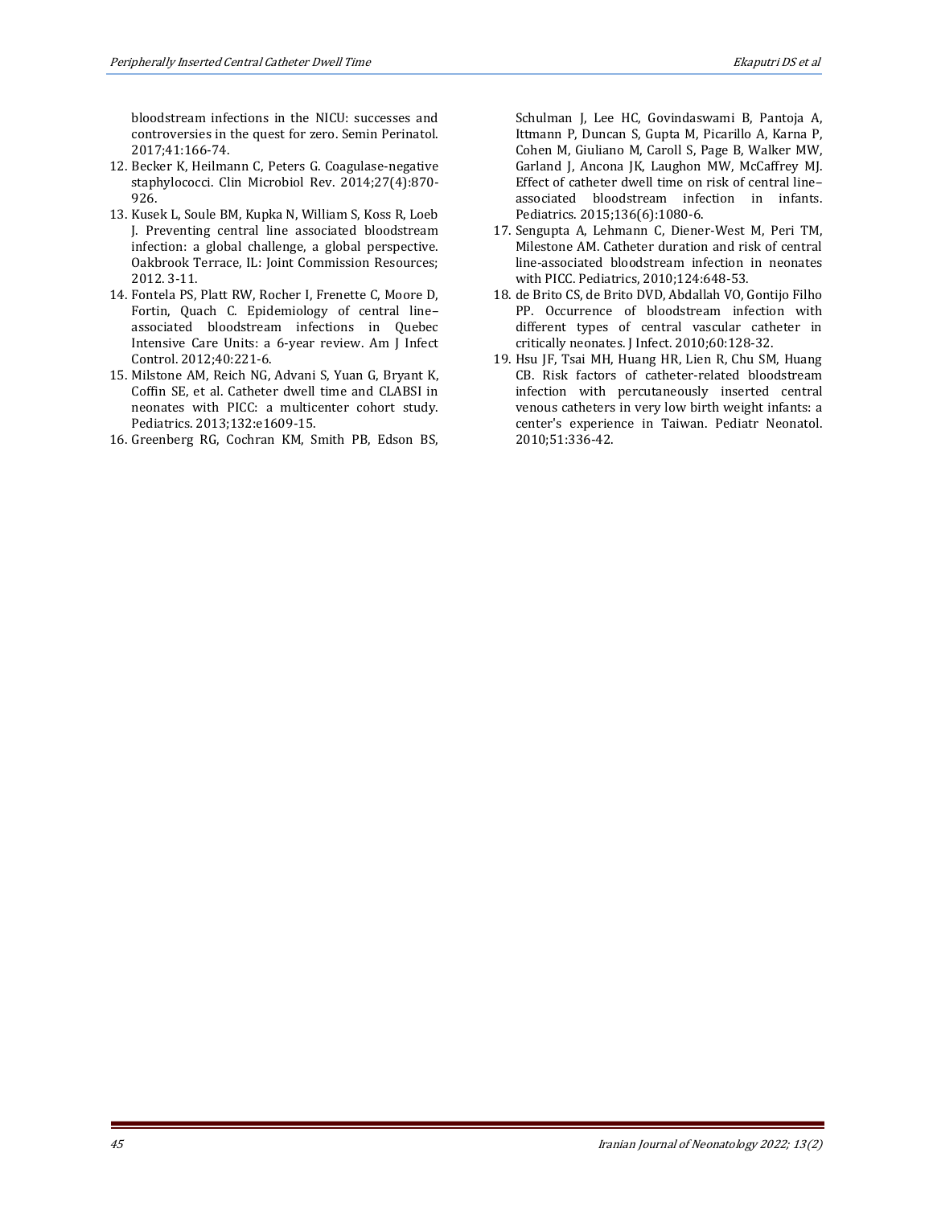bloodstream infections in the NICU: successes and controversies in the quest for zero. Semin Perinatol. 2017;41:166-74.

12. Becker K, Heilmann C, Peters G. Coagulase-negative staphylococci. Clin Microbiol Rev. 2014;27(4):870-926.
13. Kusek L, Soule BM, Kupka N, William S, Koss R, Loeb J. Preventing central line associated bloodstream infection: a global challenge, a global perspective. Oakbrook Terrace, IL: Joint Commission Resources; 2012. 3-11.
14. Fontela PS, Platt RW, Rocher I, Frenette C, Moore D, Fortin, Quach C. Epidemiology of central line–associated bloodstream infections in Quebec Intensive Care Units: a 6-year review. Am J Infect Control. 2012;40:221-6.
15. Milstone AM, Reich NG, Advani S, Yuan G, Bryant K, Coffin SE, et al. Catheter dwell time and CLABSI in neonates with PICC: a multicenter cohort study. Pediatrics. 2013;132:e1609-15.
16. Greenberg RG, Cochran KM, Smith PB, Edson BS, Schulman J, Lee HC, Govindaswami B, Pantoja A, Ittmann P, Duncan S, Gupta M, Picarillo A, Karna P, Cohen M, Giuliano M, Caroll S, Page B, Walker MW, Garland J, Ancona JK, Laughon MW, McCaffrey MJ. Effect of catheter dwell time on risk of central line–associated bloodstream infection in infants. Pediatrics. 2015;136(6):1080-6.
17. Sengupta A, Lehmann C, Diener-West M, Peri TM, Milestone AM. Catheter duration and risk of central line-associated bloodstream infection in neonates with PICC. Pediatrics, 2010;124:648-53.
18. de Brito CS, de Brito DVD, Abdallah VO, Gontijo Filho PP. Occurrence of bloodstream infection with different types of central vascular catheter in critically neonates. J Infect. 2010;60:128-32.
19. Hsu JF, Tsai MH, Huang HR, Lien R, Chu SM, Huang CB. Risk factors of catheter-related bloodstream infection with percutaneously inserted central venous catheters in very low birth weight infants: a center's experience in Taiwan. Pediatr Neonatol. 2010;51:336-42.